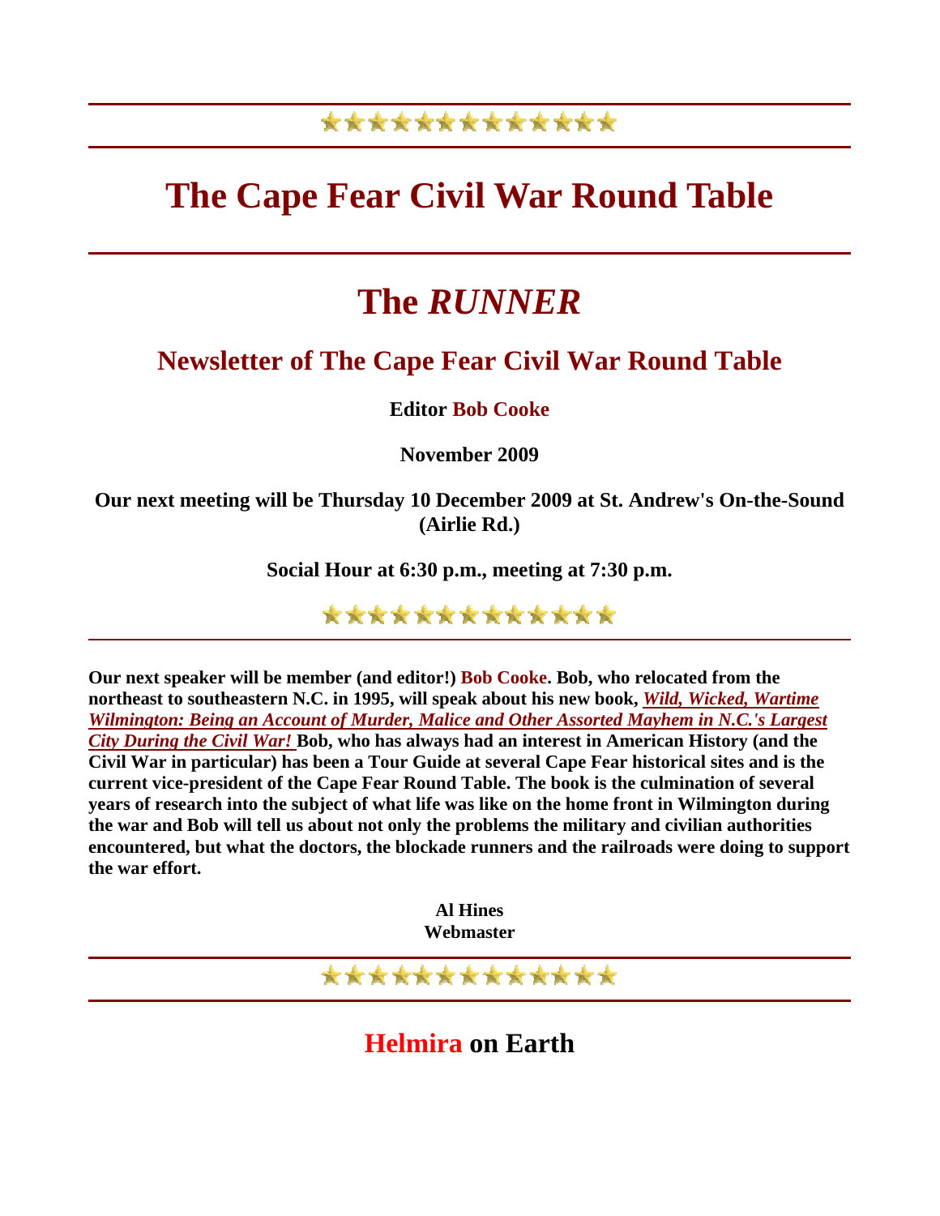# The Cape Fear Civil War Round Table

# The *RUNNER*

## Newsletter of The Cape Fear Civil War Round Table

**Editor Bob Cooke**

**November 2009**

**Our next meeting will be Thursday 10 December 2009 at St. Andrew's On-the-Sound (Airlie Rd.)**

**Social Hour at 6:30 p.m., meeting at 7:30 p.m.**

**Our next speaker will be member (and editor!) Bob Cooke. Bob, who relocated from the northeast to southeastern N.C. in 1995, will speak about his new book, *Wild, Wicked, Wartime Wilmington: Being an Account of Murder, Malice and Other Assorted Mayhem in N.C.'s Largest City During the Civil War!* Bob, who has always had an interest in American History (and the Civil War in particular) has been a Tour Guide at several Cape Fear historical sites and is the current vice-president of the Cape Fear Round Table. The book is the culmination of several years of research into the subject of what life was like on the home front in Wilmington during the war and Bob will tell us about not only the problems the military and civilian authorities encountered, but what the doctors, the blockade runners and the railroads were doing to support the war effort.**

**Al Hines**
**Webmaster**

## Helmira on Earth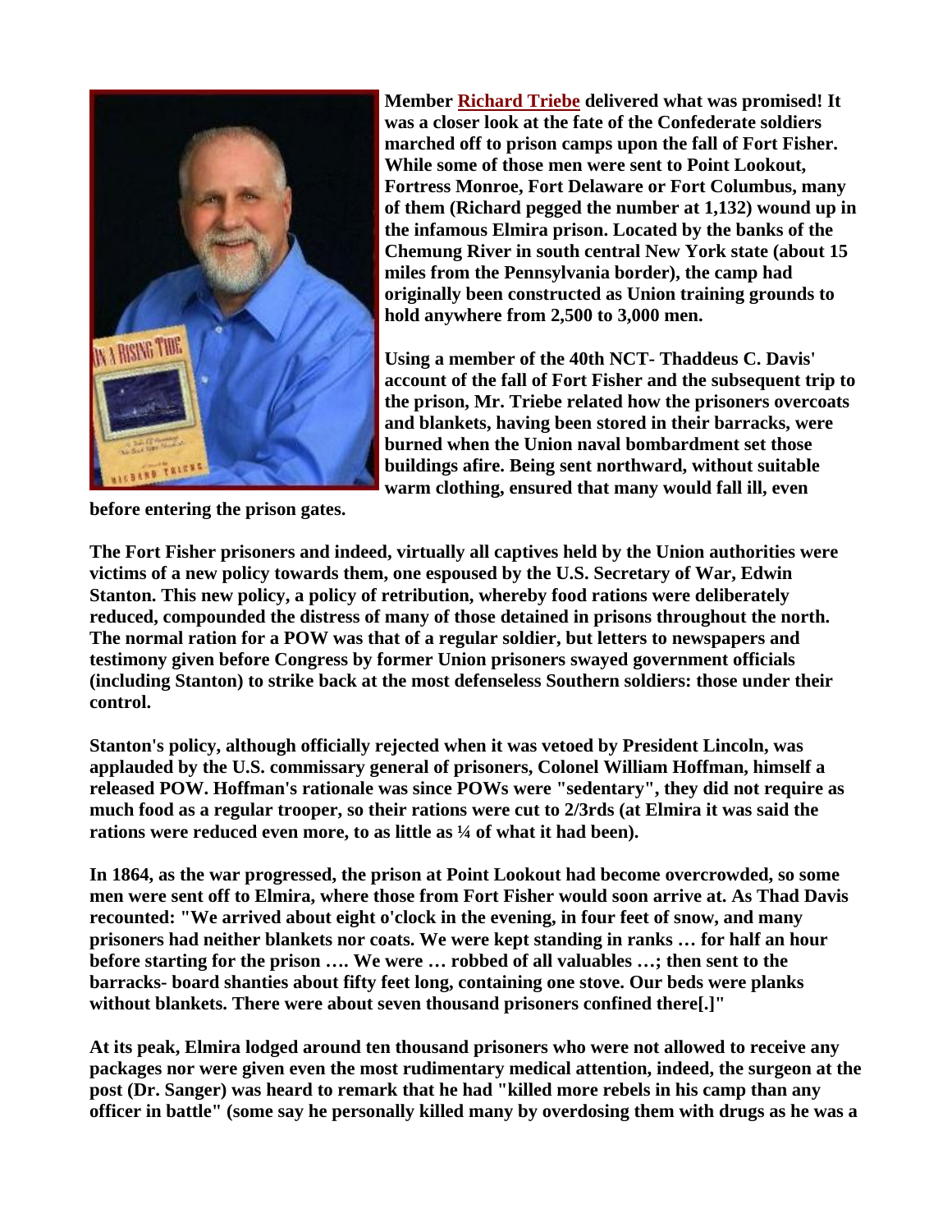**Member Richard Triebe delivered what was promised! It was a closer look at the fate of the Confederate soldiers marched off to prison camps upon the fall of Fort Fisher. While some of those men were sent to Point Lookout, Fortress Monroe, Fort Delaware or Fort Columbus, many of them (Richard pegged the number at 1,132) wound up in the infamous Elmira prison. Located by the banks of the Chemung River in south central New York state (about 15 miles from the Pennsylvania border), the camp had originally been constructed as Union training grounds to hold anywhere from 2,500 to 3,000 men.**

**Using a member of the 40th NCT- Thaddeus C. Davis' account of the fall of Fort Fisher and the subsequent trip to the prison, Mr. Triebe related how the prisoners overcoats and blankets, having been stored in their barracks, were burned when the Union naval bombardment set those buildings afire. Being sent northward, without suitable warm clothing, ensured that many would fall ill, even before entering the prison gates.**

**The Fort Fisher prisoners and indeed, virtually all captives held by the Union authorities were victims of a new policy towards them, one espoused by the U.S. Secretary of War, Edwin Stanton. This new policy, a policy of retribution, whereby food rations were deliberately reduced, compounded the distress of many of those detained in prisons throughout the north. The normal ration for a POW was that of a regular soldier, but letters to newspapers and testimony given before Congress by former Union prisoners swayed government officials (including Stanton) to strike back at the most defenseless Southern soldiers: those under their control.**

**Stanton's policy, although officially rejected when it was vetoed by President Lincoln, was applauded by the U.S. commissary general of prisoners, Colonel William Hoffman, himself a released POW. Hoffman's rationale was since POWs were "sedentary", they did not require as much food as a regular trooper, so their rations were cut to 2/3rds (at Elmira it was said the rations were reduced even more, to as little as ¼ of what it had been).**

**In 1864, as the war progressed, the prison at Point Lookout had become overcrowded, so some men were sent off to Elmira, where those from Fort Fisher would soon arrive at. As Thad Davis recounted: "We arrived about eight o'clock in the evening, in four feet of snow, and many prisoners had neither blankets nor coats. We were kept standing in ranks … for half an hour before starting for the prison …. We were … robbed of all valuables …; then sent to the barracks- board shanties about fifty feet long, containing one stove. Our beds were planks without blankets. There were about seven thousand prisoners confined there[.]"**

**At its peak, Elmira lodged around ten thousand prisoners who were not allowed to receive any packages nor were given even the most rudimentary medical attention, indeed, the surgeon at the post (Dr. Sanger) was heard to remark that he had "killed more rebels in his camp than any officer in battle" (some say he personally killed many by overdosing them with drugs as he was a**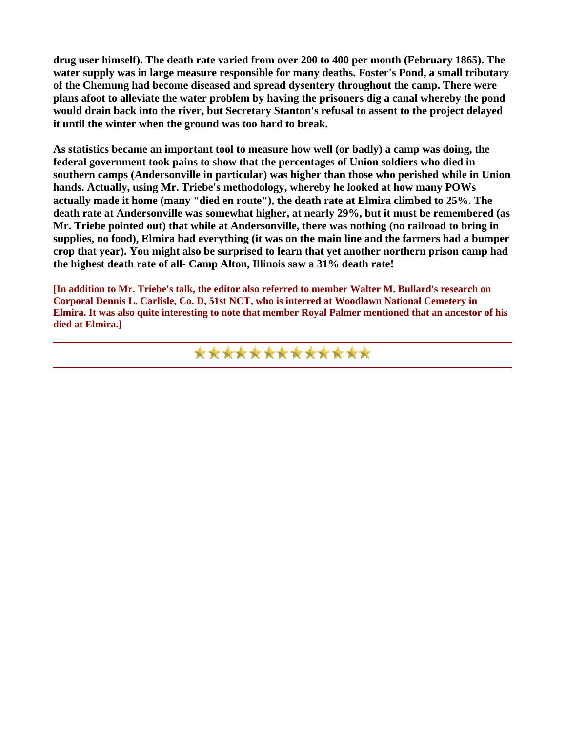**drug user himself). The death rate varied from over 200 to 400 per month (February 1865). The water supply was in large measure responsible for many deaths. Foster's Pond, a small tributary of the Chemung had become diseased and spread dysentery throughout the camp. There were plans afoot to alleviate the water problem by having the prisoners dig a canal whereby the pond would drain back into the river, but Secretary Stanton's refusal to assent to the project delayed it until the winter when the ground was too hard to break.**

**As statistics became an important tool to measure how well (or badly) a camp was doing, the federal government took pains to show that the percentages of Union soldiers who died in southern camps (Andersonville in particular) was higher than those who perished while in Union hands. Actually, using Mr. Triebe's methodology, whereby he looked at how many POWs actually made it home (many "died en route"), the death rate at Elmira climbed to 25%. The death rate at Andersonville was somewhat higher, at nearly 29%, but it must be remembered (as Mr. Triebe pointed out) that while at Andersonville, there was nothing (no railroad to bring in supplies, no food), Elmira had everything (it was on the main line and the farmers had a bumper crop that year). You might also be surprised to learn that yet another northern prison camp had the highest death rate of all- Camp Alton, Illinois saw a 31% death rate!**

**[In addition to Mr. Triebe's talk, the editor also referred to member Walter M. Bullard's research on Corporal Dennis L. Carlisle, Co. D, 51st NCT, who is interred at Woodlawn National Cemetery in Elmira. It was also quite interesting to note that member Royal Palmer mentioned that an ancestor of his died at Elmira.]**

---